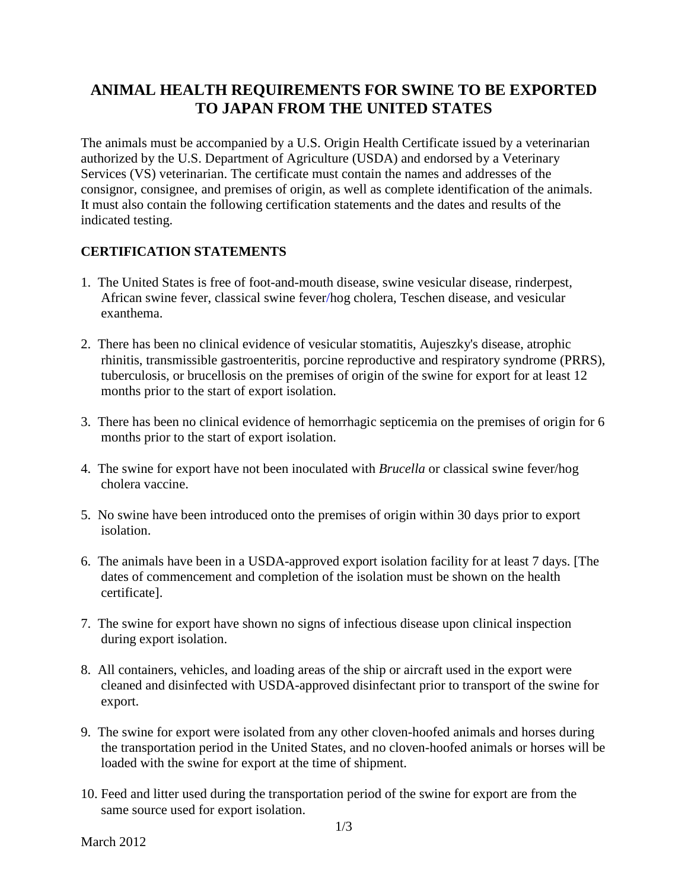# ANIMAL HEALTH REQUIREMENTS FOR SWINE TO BE EXPORTED TO JAPAN FROM THE UNITED STATES

The animals must be accompanied by a U.S. Origin Health Certificate issued by a veterinarian authorized by the U.S. Department of Agriculture (USDA) and endorsed by a Veterinary Services (VS) veterinarian. The certificate must contain the names and addresses of the consignor, consignee, and premises of origin, as well as complete identification of the animals. It must also contain the following certification statements and the dates and results of the indicated testing.

## CERTIFICATION STATEMENTS

1. The United States is free of foot-and-mouth disease, swine vesicular disease, rinderpest, African swine fever, classical swine fever/hog cholera, Teschen disease, and vesicular exanthema.

2. There has been no clinical evidence of vesicular stomatitis, Aujeszky's disease, atrophic rhinitis, transmissible gastroenteritis, porcine reproductive and respiratory syndrome (PRRS), tuberculosis, or brucellosis on the premises of origin of the swine for export for at least 12 months prior to the start of export isolation.

3. There has been no clinical evidence of hemorrhagic septicemia on the premises of origin for 6 months prior to the start of export isolation.

4. The swine for export have not been inoculated with *Brucella* or classical swine fever/hog cholera vaccine.

5. No swine have been introduced onto the premises of origin within 30 days prior to export isolation.

6. The animals have been in a USDA-approved export isolation facility for at least 7 days. [The dates of commencement and completion of the isolation must be shown on the health certificate].

7. The swine for export have shown no signs of infectious disease upon clinical inspection during export isolation.

8. All containers, vehicles, and loading areas of the ship or aircraft used in the export were cleaned and disinfected with USDA-approved disinfectant prior to transport of the swine for export.

9. The swine for export were isolated from any other cloven-hoofed animals and horses during the transportation period in the United States, and no cloven-hoofed animals or horses will be loaded with the swine for export at the time of shipment.

10. Feed and litter used during the transportation period of the swine for export are from the same source used for export isolation.

March 2012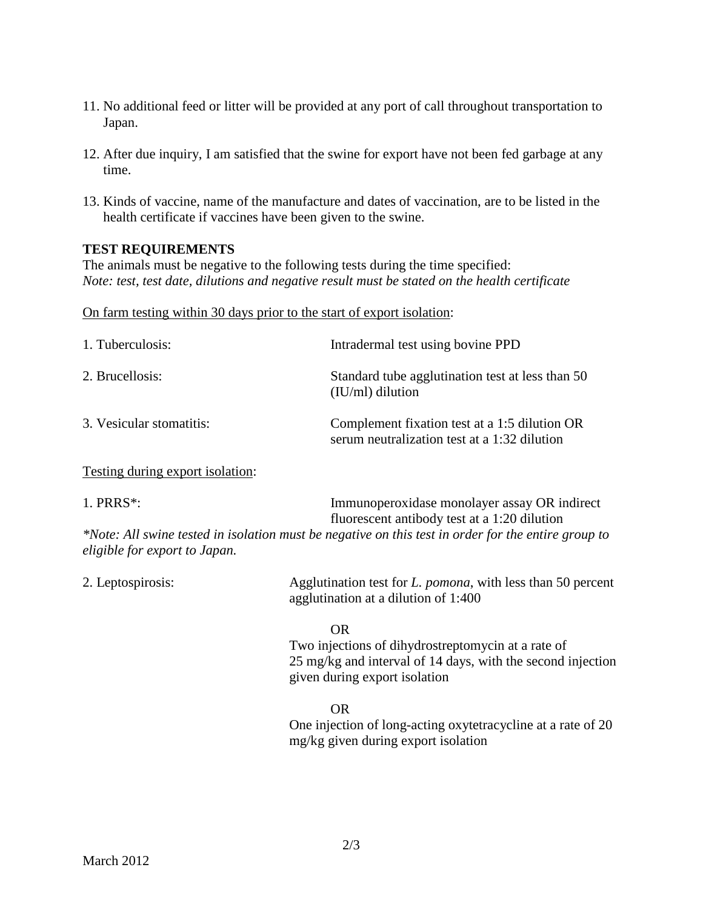11. No additional feed or litter will be provided at any port of call throughout transportation to Japan.

12. After due inquiry, I am satisfied that the swine for export have not been fed garbage at any time.

13. Kinds of vaccine, name of the manufacture and dates of vaccination, are to be listed in the health certificate if vaccines have been given to the swine.

**TEST REQUIREMENTS**

The animals must be negative to the following tests during the time specified:
*Note: test, test date, dilutions and negative result must be stated on the health certificate*

On farm testing within 30 days prior to the start of export isolation:

| | |
|---|---|
| 1. Tuberculosis: | Intradermal test using bovine PPD |
| 2. Brucellosis: | Standard tube agglutination test at less than 50 (IU/ml) dilution |
| 3. Vesicular stomatitis: | Complement fixation test at a 1:5 dilution OR serum neutralization test at a 1:32 dilution |

Testing during export isolation:

| | |
|---|---|
| 1. PRRS*: | Immunoperoxidase monolayer assay OR indirect fluorescent antibody test at a 1:20 dilution |

*\*Note: All swine tested in isolation must be negative on this test in order for the entire group to eligible for export to Japan.*

| | |
|---|---|
| 2. Leptospirosis: | Agglutination test for *L. pomona*, with less than 50 percent agglutination at a dilution of 1:400<br><br>OR<br><br>Two injections of dihydrostreptomycin at a rate of 25 mg/kg and interval of 14 days, with the second injection given during export isolation<br><br>OR<br><br>One injection of long-acting oxytetracycline at a rate of 20 mg/kg given during export isolation |

March 2012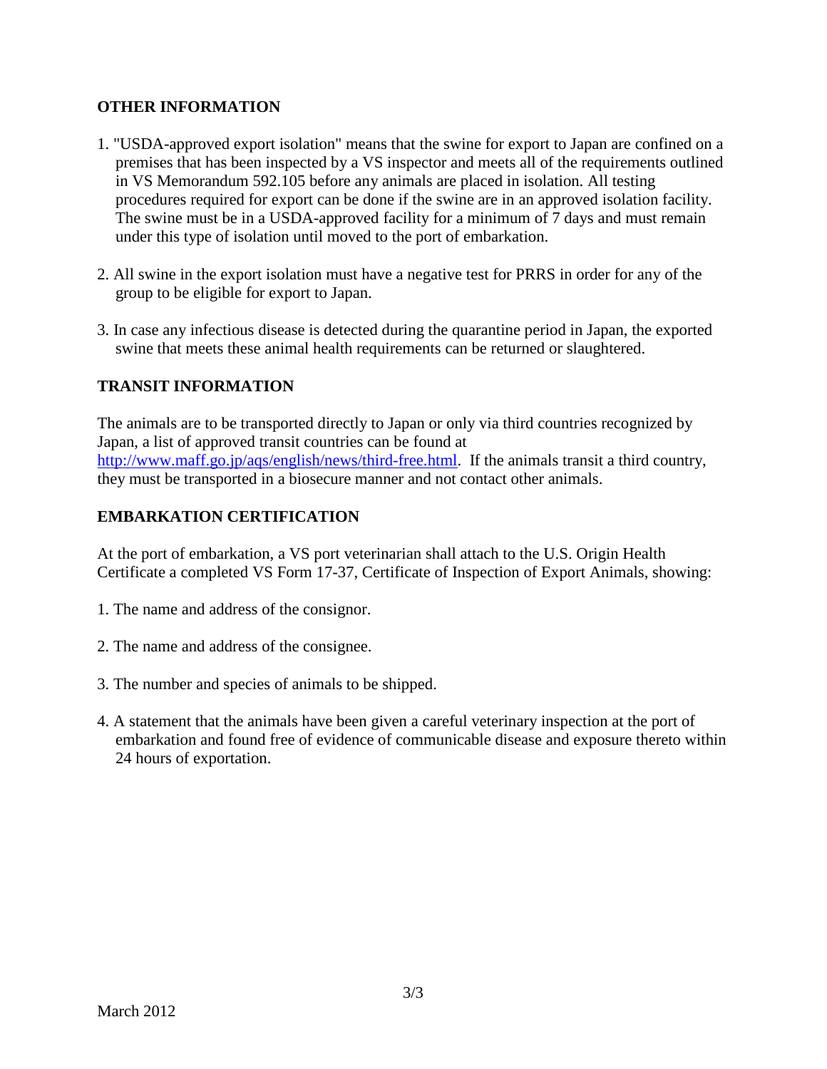## OTHER INFORMATION

1. "USDA-approved export isolation" means that the swine for export to Japan are confined on a premises that has been inspected by a VS inspector and meets all of the requirements outlined in VS Memorandum 592.105 before any animals are placed in isolation. All testing procedures required for export can be done if the swine are in an approved isolation facility. The swine must be in a USDA-approved facility for a minimum of 7 days and must remain under this type of isolation until moved to the port of embarkation.

2. All swine in the export isolation must have a negative test for PRRS in order for any of the group to be eligible for export to Japan.

3. In case any infectious disease is detected during the quarantine period in Japan, the exported swine that meets these animal health requirements can be returned or slaughtered.

## TRANSIT INFORMATION

The animals are to be transported directly to Japan or only via third countries recognized by Japan, a list of approved transit countries can be found at http://www.maff.go.jp/aqs/english/news/third-free.html. If the animals transit a third country, they must be transported in a biosecure manner and not contact other animals.

## EMBARKATION CERTIFICATION

At the port of embarkation, a VS port veterinarian shall attach to the U.S. Origin Health Certificate a completed VS Form 17-37, Certificate of Inspection of Export Animals, showing:

1. The name and address of the consignor.

2. The name and address of the consignee.

3. The number and species of animals to be shipped.

4. A statement that the animals have been given a careful veterinary inspection at the port of embarkation and found free of evidence of communicable disease and exposure thereto within 24 hours of exportation.

March 2012